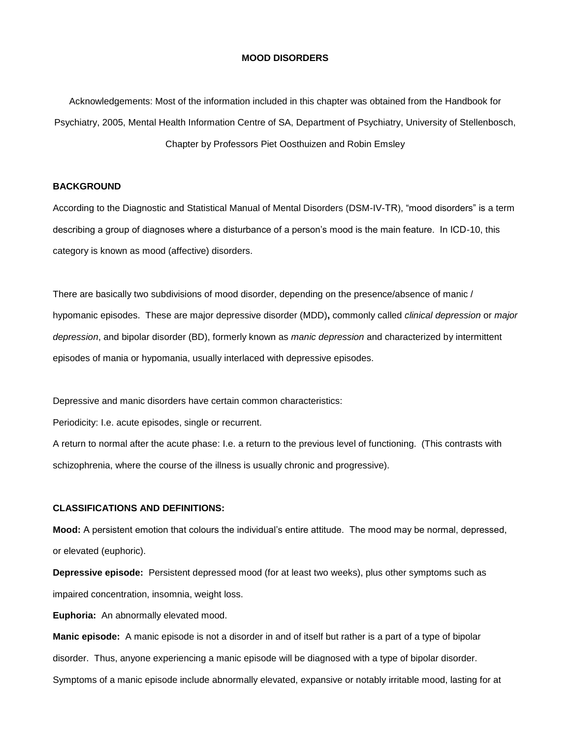# MOOD DISORDERS

Acknowledgements: Most of the information included in this chapter was obtained from the Handbook for Psychiatry, 2005, Mental Health Information Centre of SA, Department of Psychiatry, University of Stellenbosch, Chapter by Professors Piet Oosthuizen and Robin Emsley

## BACKGROUND

According to the Diagnostic and Statistical Manual of Mental Disorders (DSM-IV-TR), "mood disorders" is a term describing a group of diagnoses where a disturbance of a person's mood is the main feature. In ICD-10, this category is known as mood (affective) disorders.

There are basically two subdivisions of mood disorder, depending on the presence/absence of manic / hypomanic episodes. These are major depressive disorder (MDD)**,** commonly called *clinical depression* or *major depression*, and bipolar disorder (BD), formerly known as *manic depression* and characterized by intermittent episodes of mania or hypomania, usually interlaced with depressive episodes.

Depressive and manic disorders have certain common characteristics:

Periodicity: I.e. acute episodes, single or recurrent.

A return to normal after the acute phase: I.e. a return to the previous level of functioning. (This contrasts with schizophrenia, where the course of the illness is usually chronic and progressive).

## CLASSIFICATIONS AND DEFINITIONS:

**Mood:** A persistent emotion that colours the individual's entire attitude. The mood may be normal, depressed, or elevated (euphoric).

**Depressive episode:** Persistent depressed mood (for at least two weeks), plus other symptoms such as impaired concentration, insomnia, weight loss.

**Euphoria:** An abnormally elevated mood.

**Manic episode:** A manic episode is not a disorder in and of itself but rather is a part of a type of bipolar disorder. Thus, anyone experiencing a manic episode will be diagnosed with a type of bipolar disorder. Symptoms of a manic episode include abnormally elevated, expansive or notably irritable mood, lasting for at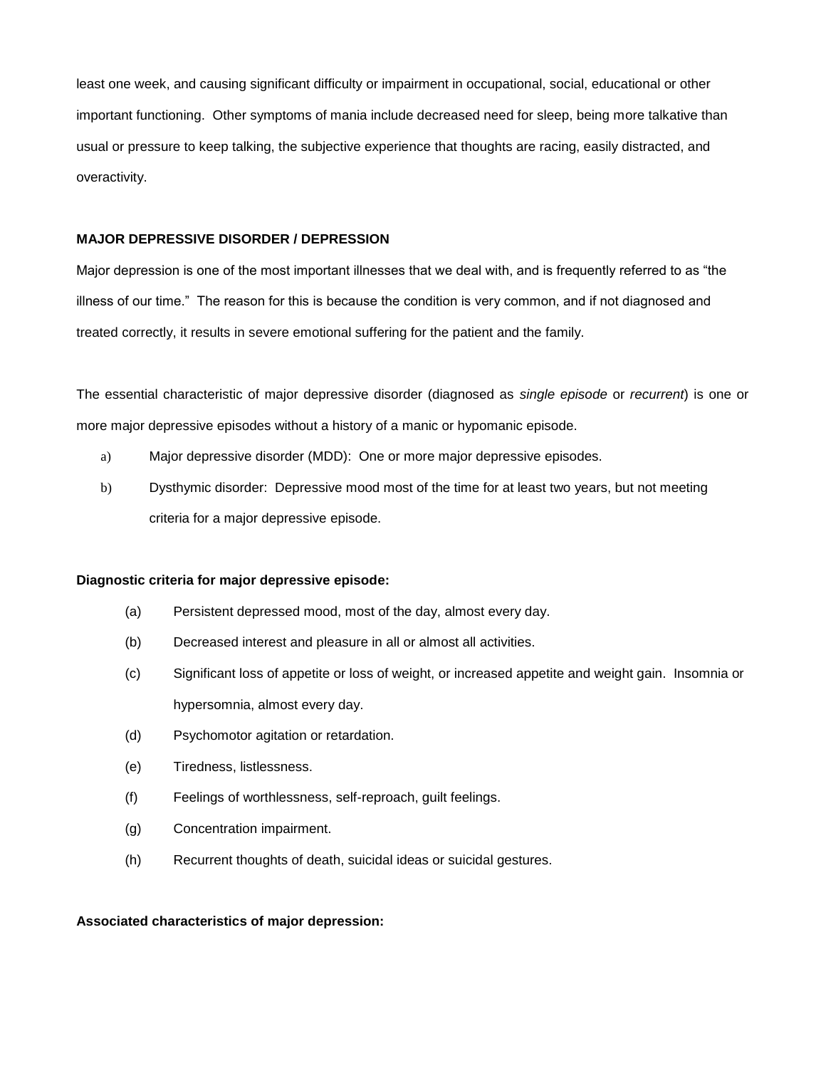least one week, and causing significant difficulty or impairment in occupational, social, educational or other important functioning. Other symptoms of mania include decreased need for sleep, being more talkative than usual or pressure to keep talking, the subjective experience that thoughts are racing, easily distracted, and overactivity.

**MAJOR DEPRESSIVE DISORDER / DEPRESSION**

Major depression is one of the most important illnesses that we deal with, and is frequently referred to as "the illness of our time." The reason for this is because the condition is very common, and if not diagnosed and treated correctly, it results in severe emotional suffering for the patient and the family.

The essential characteristic of major depressive disorder (diagnosed as *single episode* or *recurrent*) is one or more major depressive episodes without a history of a manic or hypomanic episode.

a) Major depressive disorder (MDD): One or more major depressive episodes.

b) Dysthymic disorder: Depressive mood most of the time for at least two years, but not meeting criteria for a major depressive episode.

**Diagnostic criteria for major depressive episode:**

(a) Persistent depressed mood, most of the day, almost every day.

(b) Decreased interest and pleasure in all or almost all activities.

(c) Significant loss of appetite or loss of weight, or increased appetite and weight gain. Insomnia or hypersomnia, almost every day.

(d) Psychomotor agitation or retardation.

(e) Tiredness, listlessness.

(f) Feelings of worthlessness, self-reproach, guilt feelings.

(g) Concentration impairment.

(h) Recurrent thoughts of death, suicidal ideas or suicidal gestures.

**Associated characteristics of major depression:**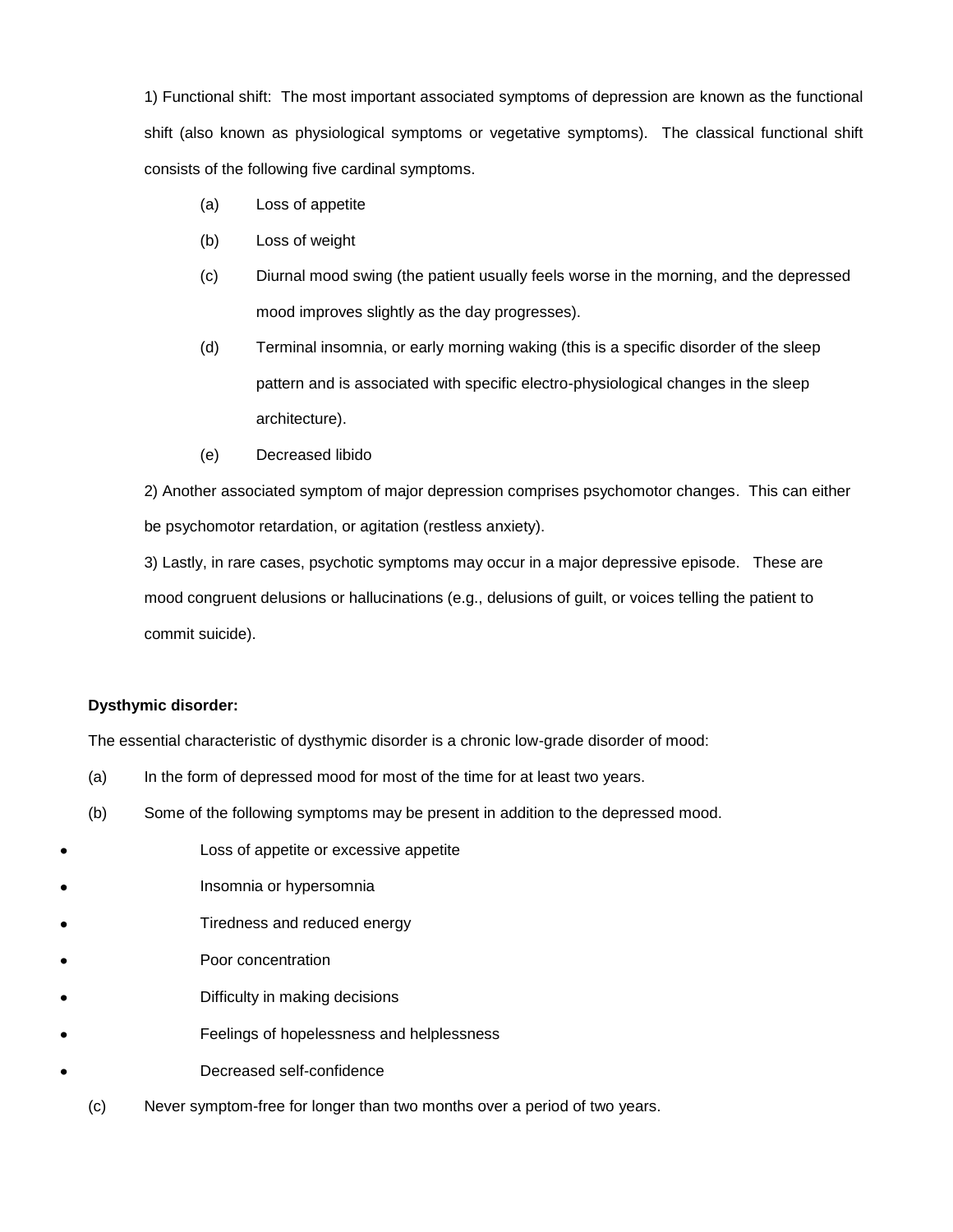1) Functional shift: The most important associated symptoms of depression are known as the functional shift (also known as physiological symptoms or vegetative symptoms). The classical functional shift consists of the following five cardinal symptoms.

(a) Loss of appetite

(b) Loss of weight

(c) Diurnal mood swing (the patient usually feels worse in the morning, and the depressed mood improves slightly as the day progresses).

(d) Terminal insomnia, or early morning waking (this is a specific disorder of the sleep pattern and is associated with specific electro-physiological changes in the sleep architecture).

(e) Decreased libido

2) Another associated symptom of major depression comprises psychomotor changes. This can either be psychomotor retardation, or agitation (restless anxiety).

3) Lastly, in rare cases, psychotic symptoms may occur in a major depressive episode. These are mood congruent delusions or hallucinations (e.g., delusions of guilt, or voices telling the patient to commit suicide).

**Dysthymic disorder:**

The essential characteristic of dysthymic disorder is a chronic low-grade disorder of mood:

(a) In the form of depressed mood for most of the time for at least two years.

(b) Some of the following symptoms may be present in addition to the depressed mood.

- Loss of appetite or excessive appetite
- Insomnia or hypersomnia
- Tiredness and reduced energy
- Poor concentration
- Difficulty in making decisions
- Feelings of hopelessness and helplessness
- Decreased self-confidence

(c) Never symptom-free for longer than two months over a period of two years.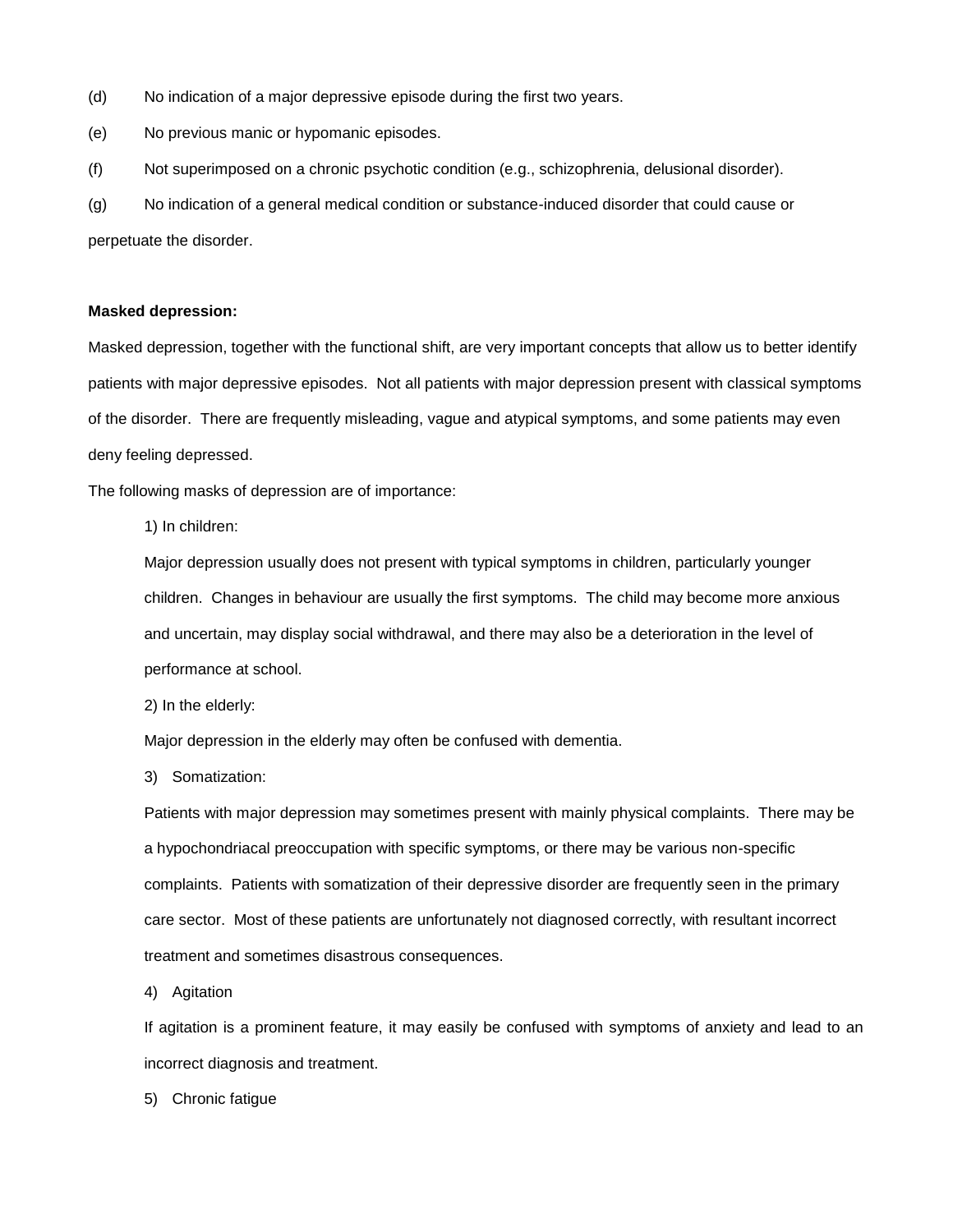(d) No indication of a major depressive episode during the first two years.

(e) No previous manic or hypomanic episodes.

(f) Not superimposed on a chronic psychotic condition (e.g., schizophrenia, delusional disorder).

(g) No indication of a general medical condition or substance-induced disorder that could cause or perpetuate the disorder.

**Masked depression:**

Masked depression, together with the functional shift, are very important concepts that allow us to better identify patients with major depressive episodes. Not all patients with major depression present with classical symptoms of the disorder. There are frequently misleading, vague and atypical symptoms, and some patients may even deny feeling depressed.

The following masks of depression are of importance:

1) In children:

Major depression usually does not present with typical symptoms in children, particularly younger children. Changes in behaviour are usually the first symptoms. The child may become more anxious and uncertain, may display social withdrawal, and there may also be a deterioration in the level of performance at school.

2) In the elderly:

Major depression in the elderly may often be confused with dementia.

3) Somatization:

Patients with major depression may sometimes present with mainly physical complaints. There may be a hypochondriacal preoccupation with specific symptoms, or there may be various non-specific complaints. Patients with somatization of their depressive disorder are frequently seen in the primary care sector. Most of these patients are unfortunately not diagnosed correctly, with resultant incorrect treatment and sometimes disastrous consequences.

4) Agitation

If agitation is a prominent feature, it may easily be confused with symptoms of anxiety and lead to an incorrect diagnosis and treatment.

5) Chronic fatigue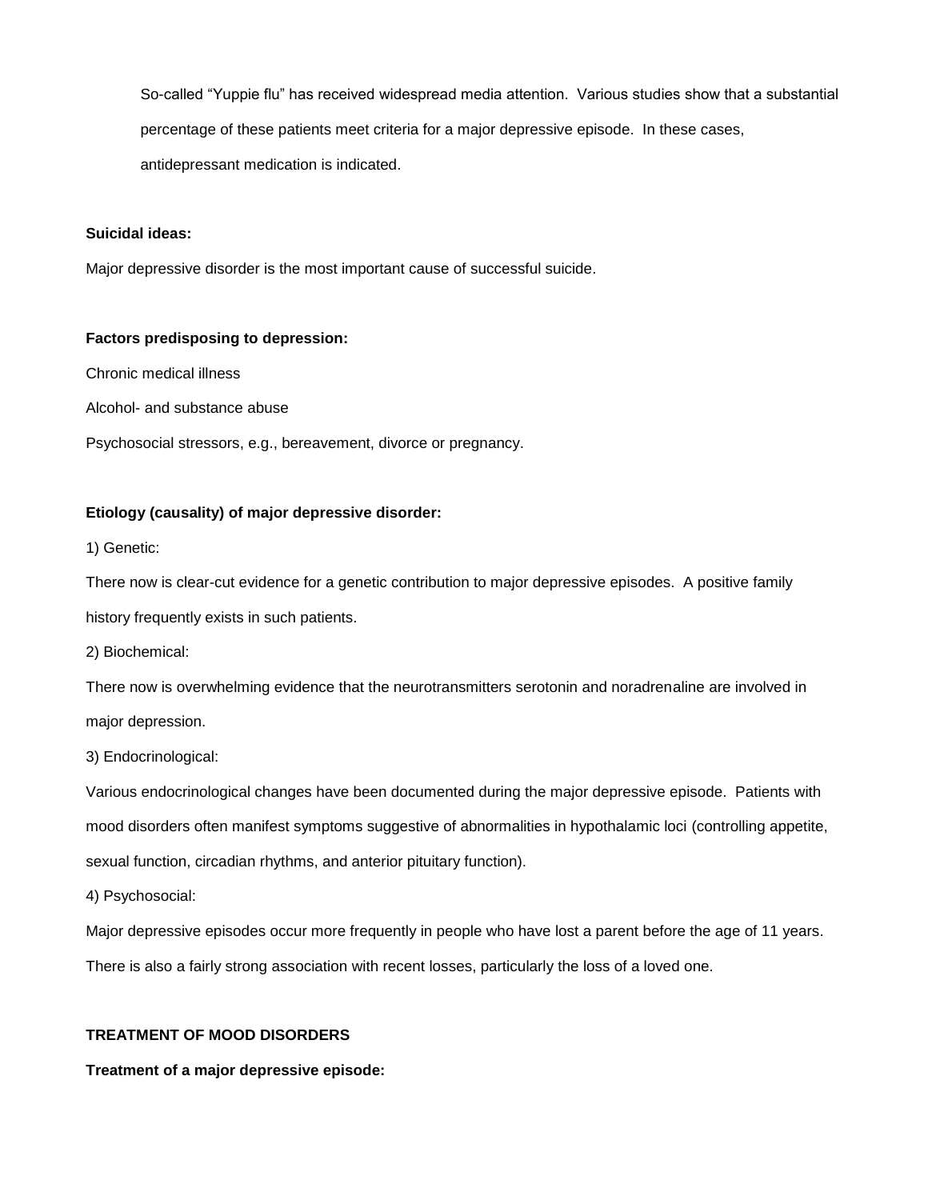So-called “Yuppie flu” has received widespread media attention. Various studies show that a substantial percentage of these patients meet criteria for a major depressive episode. In these cases, antidepressant medication is indicated.

**Suicidal ideas:**

Major depressive disorder is the most important cause of successful suicide.

**Factors predisposing to depression:**

Chronic medical illness

Alcohol- and substance abuse

Psychosocial stressors, e.g., bereavement, divorce or pregnancy.

**Etiology (causality) of major depressive disorder:**

1) Genetic:

There now is clear-cut evidence for a genetic contribution to major depressive episodes. A positive family history frequently exists in such patients.

2) Biochemical:

There now is overwhelming evidence that the neurotransmitters serotonin and noradrenaline are involved in major depression.

3) Endocrinological:

Various endocrinological changes have been documented during the major depressive episode. Patients with mood disorders often manifest symptoms suggestive of abnormalities in hypothalamic loci (controlling appetite, sexual function, circadian rhythms, and anterior pituitary function).

4) Psychosocial:

Major depressive episodes occur more frequently in people who have lost a parent before the age of 11 years. There is also a fairly strong association with recent losses, particularly the loss of a loved one.

**TREATMENT OF MOOD DISORDERS**

**Treatment of a major depressive episode:**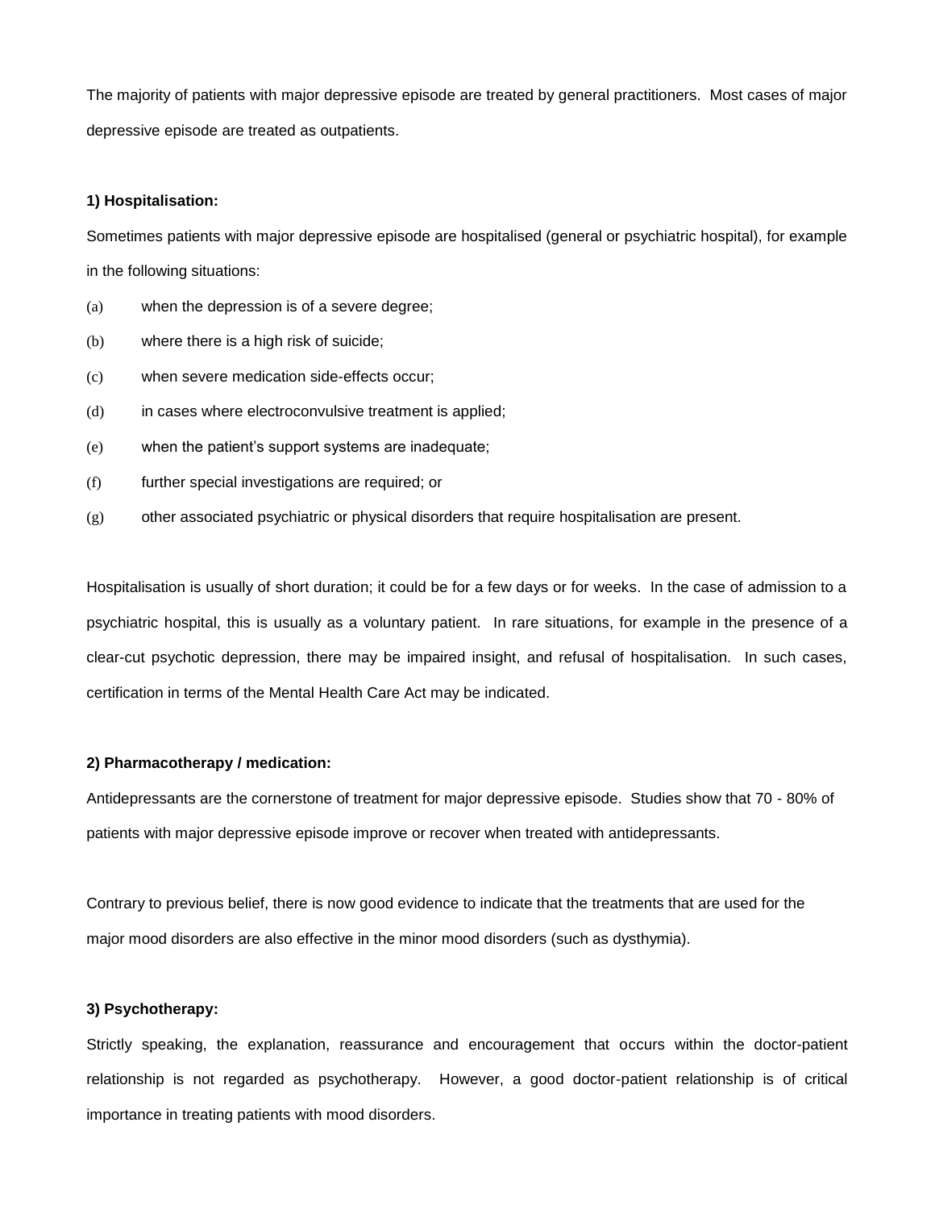The majority of patients with major depressive episode are treated by general practitioners. Most cases of major depressive episode are treated as outpatients.

**1) Hospitalisation:**

Sometimes patients with major depressive episode are hospitalised (general or psychiatric hospital), for example in the following situations:

(a) when the depression is of a severe degree;

(b) where there is a high risk of suicide;

(c) when severe medication side-effects occur;

(d) in cases where electroconvulsive treatment is applied;

(e) when the patient's support systems are inadequate;

(f) further special investigations are required; or

(g) other associated psychiatric or physical disorders that require hospitalisation are present.

Hospitalisation is usually of short duration; it could be for a few days or for weeks. In the case of admission to a psychiatric hospital, this is usually as a voluntary patient. In rare situations, for example in the presence of a clear-cut psychotic depression, there may be impaired insight, and refusal of hospitalisation. In such cases, certification in terms of the Mental Health Care Act may be indicated.

**2) Pharmacotherapy / medication:**

Antidepressants are the cornerstone of treatment for major depressive episode. Studies show that 70 - 80% of patients with major depressive episode improve or recover when treated with antidepressants.

Contrary to previous belief, there is now good evidence to indicate that the treatments that are used for the major mood disorders are also effective in the minor mood disorders (such as dysthymia).

**3) Psychotherapy:**

Strictly speaking, the explanation, reassurance and encouragement that occurs within the doctor-patient relationship is not regarded as psychotherapy. However, a good doctor-patient relationship is of critical importance in treating patients with mood disorders.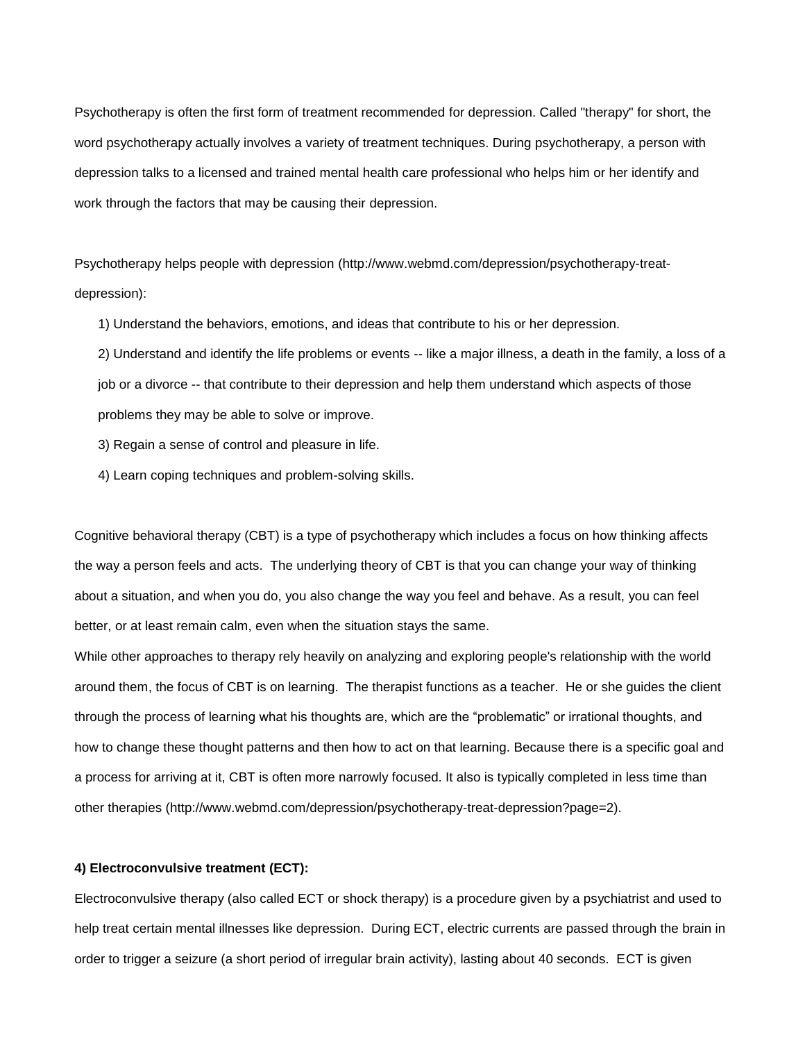Psychotherapy is often the first form of treatment recommended for depression. Called "therapy" for short, the word psychotherapy actually involves a variety of treatment techniques. During psychotherapy, a person with depression talks to a licensed and trained mental health care professional who helps him or her identify and work through the factors that may be causing their depression.

Psychotherapy helps people with depression (http://www.webmd.com/depression/psychotherapy-treat-depression):

1) Understand the behaviors, emotions, and ideas that contribute to his or her depression.

2) Understand and identify the life problems or events -- like a major illness, a death in the family, a loss of a job or a divorce -- that contribute to their depression and help them understand which aspects of those problems they may be able to solve or improve.

3) Regain a sense of control and pleasure in life.

4) Learn coping techniques and problem-solving skills.

Cognitive behavioral therapy (CBT) is a type of psychotherapy which includes a focus on how thinking affects the way a person feels and acts. The underlying theory of CBT is that you can change your way of thinking about a situation, and when you do, you also change the way you feel and behave. As a result, you can feel better, or at least remain calm, even when the situation stays the same.

While other approaches to therapy rely heavily on analyzing and exploring people's relationship with the world around them, the focus of CBT is on learning. The therapist functions as a teacher. He or she guides the client through the process of learning what his thoughts are, which are the "problematic" or irrational thoughts, and how to change these thought patterns and then how to act on that learning. Because there is a specific goal and a process for arriving at it, CBT is often more narrowly focused. It also is typically completed in less time than other therapies (http://www.webmd.com/depression/psychotherapy-treat-depression?page=2).

**4) Electroconvulsive treatment (ECT):**

Electroconvulsive therapy (also called ECT or shock therapy) is a procedure given by a psychiatrist and used to help treat certain mental illnesses like depression. During ECT, electric currents are passed through the brain in order to trigger a seizure (a short period of irregular brain activity), lasting about 40 seconds. ECT is given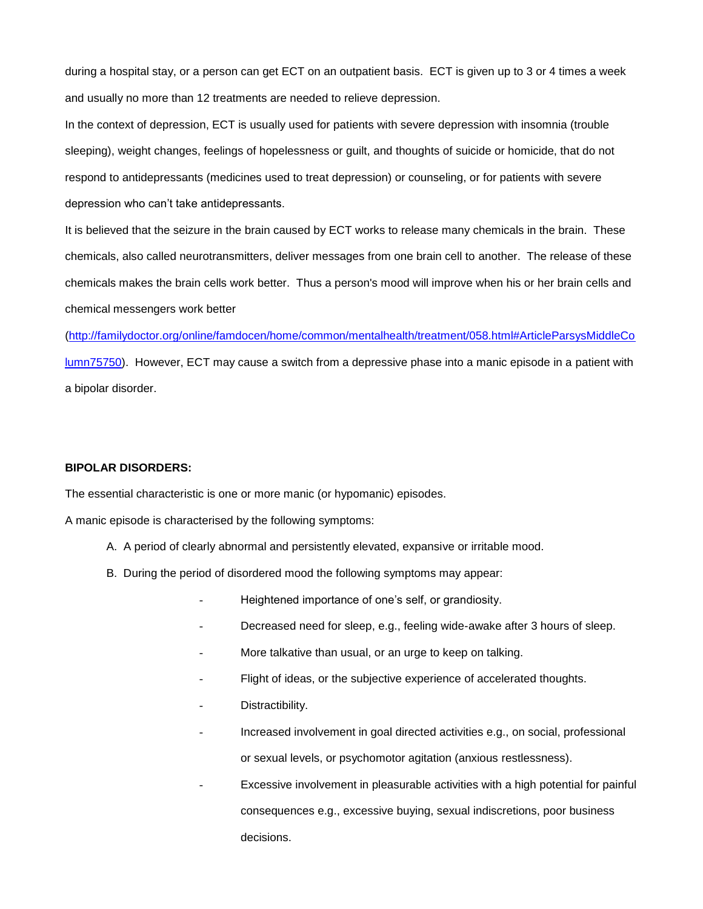during a hospital stay, or a person can get ECT on an outpatient basis. ECT is given up to 3 or 4 times a week and usually no more than 12 treatments are needed to relieve depression.

In the context of depression, ECT is usually used for patients with severe depression with insomnia (trouble sleeping), weight changes, feelings of hopelessness or guilt, and thoughts of suicide or homicide, that do not respond to antidepressants (medicines used to treat depression) or counseling, or for patients with severe depression who can't take antidepressants.

It is believed that the seizure in the brain caused by ECT works to release many chemicals in the brain. These chemicals, also called neurotransmitters, deliver messages from one brain cell to another. The release of these chemicals makes the brain cells work better. Thus a person's mood will improve when his or her brain cells and chemical messengers work better ([http://familydoctor.org/online/famdocen/home/common/mentalhealth/treatment/058.html#ArticleParsysMiddleColumn75750](http://familydoctor.org/online/famdocen/home/common/mentalhealth/treatment/058.html#ArticleParsysMiddleColumn75750)). However, ECT may cause a switch from a depressive phase into a manic episode in a patient with a bipolar disorder.

**BIPOLAR DISORDERS:**

The essential characteristic is one or more manic (or hypomanic) episodes.

A manic episode is characterised by the following symptoms:

A. A period of clearly abnormal and persistently elevated, expansive or irritable mood.

B. During the period of disordered mood the following symptoms may appear:

- Heightened importance of one's self, or grandiosity.
- Decreased need for sleep, e.g., feeling wide-awake after 3 hours of sleep.
- More talkative than usual, or an urge to keep on talking.
- Flight of ideas, or the subjective experience of accelerated thoughts.
- Distractibility.
- Increased involvement in goal directed activities e.g., on social, professional or sexual levels, or psychomotor agitation (anxious restlessness).
- Excessive involvement in pleasurable activities with a high potential for painful consequences e.g., excessive buying, sexual indiscretions, poor business decisions.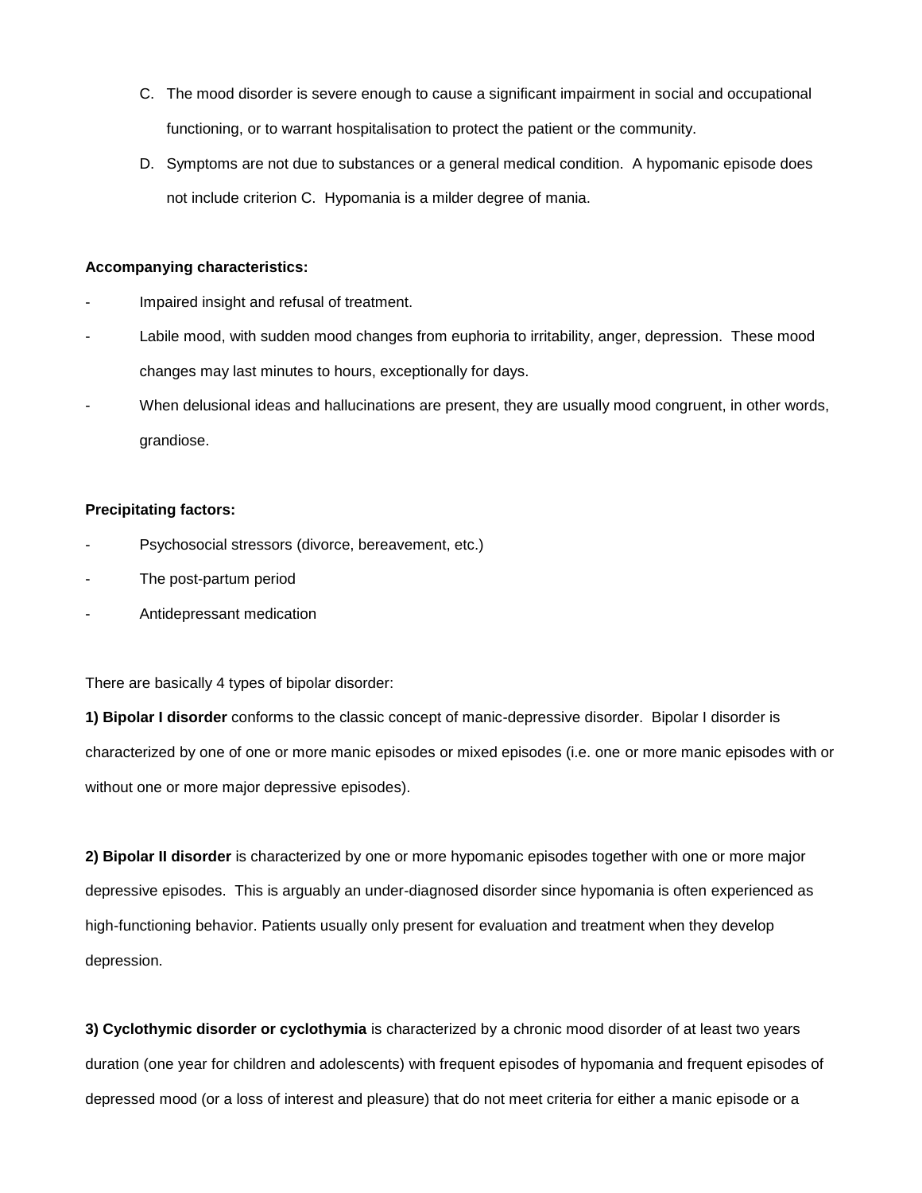C. The mood disorder is severe enough to cause a significant impairment in social and occupational functioning, or to warrant hospitalisation to protect the patient or the community.

D. Symptoms are not due to substances or a general medical condition. A hypomanic episode does not include criterion C. Hypomania is a milder degree of mania.

**Accompanying characteristics:**

- Impaired insight and refusal of treatment.
- Labile mood, with sudden mood changes from euphoria to irritability, anger, depression. These mood changes may last minutes to hours, exceptionally for days.
- When delusional ideas and hallucinations are present, they are usually mood congruent, in other words, grandiose.

**Precipitating factors:**

- Psychosocial stressors (divorce, bereavement, etc.)
- The post-partum period
- Antidepressant medication

There are basically 4 types of bipolar disorder:

**1) Bipolar I disorder** conforms to the classic concept of manic-depressive disorder. Bipolar I disorder is characterized by one of one or more manic episodes or mixed episodes (i.e. one or more manic episodes with or without one or more major depressive episodes).

**2) Bipolar II disorder** is characterized by one or more hypomanic episodes together with one or more major depressive episodes. This is arguably an under-diagnosed disorder since hypomania is often experienced as high-functioning behavior. Patients usually only present for evaluation and treatment when they develop depression.

**3) Cyclothymic disorder or cyclothymia** is characterized by a chronic mood disorder of at least two years duration (one year for children and adolescents) with frequent episodes of hypomania and frequent episodes of depressed mood (or a loss of interest and pleasure) that do not meet criteria for either a manic episode or a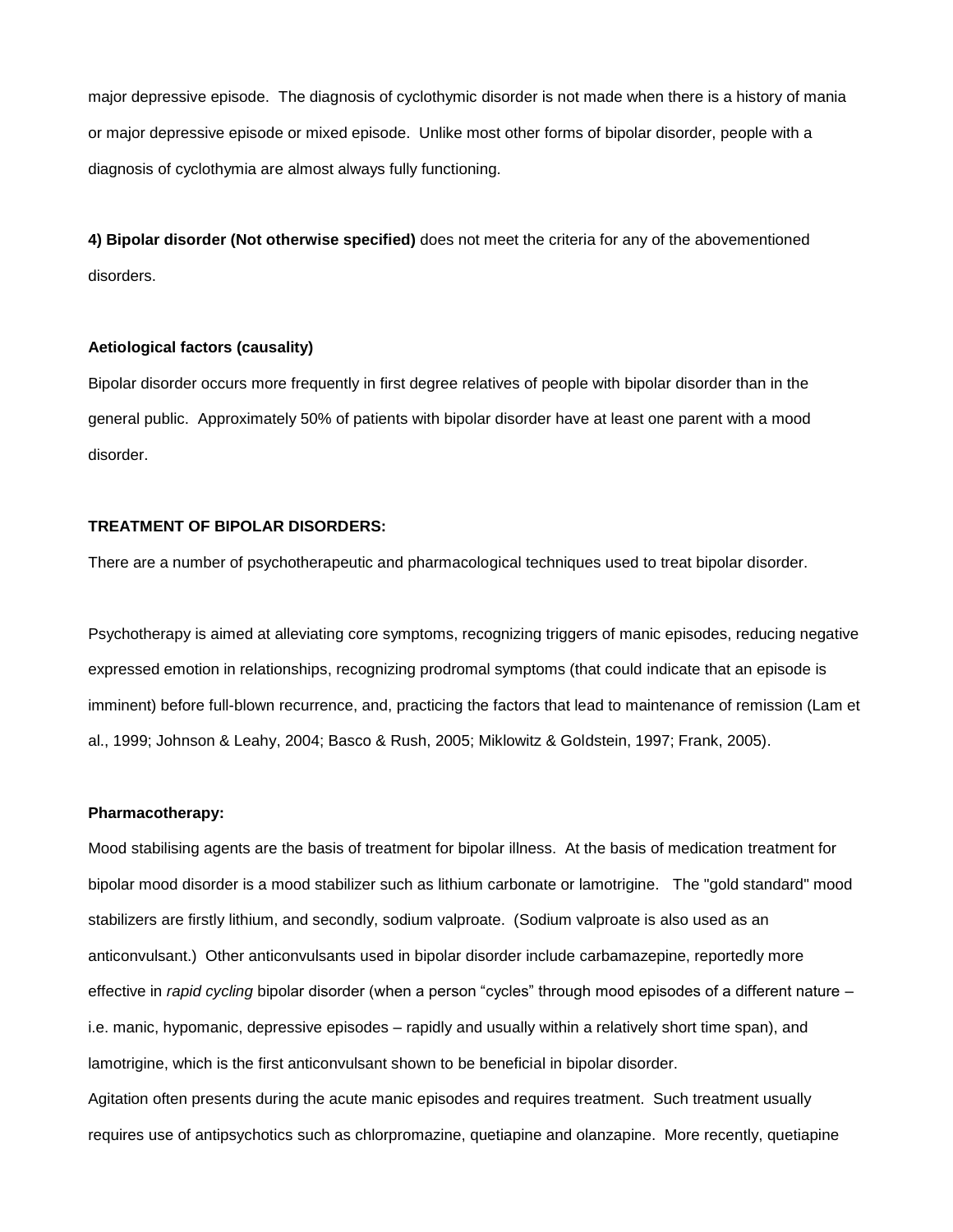major depressive episode. The diagnosis of cyclothymic disorder is not made when there is a history of mania or major depressive episode or mixed episode. Unlike most other forms of bipolar disorder, people with a diagnosis of cyclothymia are almost always fully functioning.

**4) Bipolar disorder (Not otherwise specified)** does not meet the criteria for any of the abovementioned disorders.

**Aetiological factors (causality)**

Bipolar disorder occurs more frequently in first degree relatives of people with bipolar disorder than in the general public. Approximately 50% of patients with bipolar disorder have at least one parent with a mood disorder.

**TREATMENT OF BIPOLAR DISORDERS:**

There are a number of psychotherapeutic and pharmacological techniques used to treat bipolar disorder.

Psychotherapy is aimed at alleviating core symptoms, recognizing triggers of manic episodes, reducing negative expressed emotion in relationships, recognizing prodromal symptoms (that could indicate that an episode is imminent) before full-blown recurrence, and, practicing the factors that lead to maintenance of remission (Lam et al., 1999; Johnson & Leahy, 2004; Basco & Rush, 2005; Miklowitz & Goldstein, 1997; Frank, 2005).

**Pharmacotherapy:**

Mood stabilising agents are the basis of treatment for bipolar illness. At the basis of medication treatment for bipolar mood disorder is a mood stabilizer such as lithium carbonate or lamotrigine. The "gold standard" mood stabilizers are firstly lithium, and secondly, sodium valproate. (Sodium valproate is also used as an anticonvulsant.) Other anticonvulsants used in bipolar disorder include carbamazepine, reportedly more effective in *rapid cycling* bipolar disorder (when a person "cycles" through mood episodes of a different nature – i.e. manic, hypomanic, depressive episodes – rapidly and usually within a relatively short time span), and lamotrigine, which is the first anticonvulsant shown to be beneficial in bipolar disorder.

Agitation often presents during the acute manic episodes and requires treatment. Such treatment usually requires use of antipsychotics such as chlorpromazine, quetiapine and olanzapine. More recently, quetiapine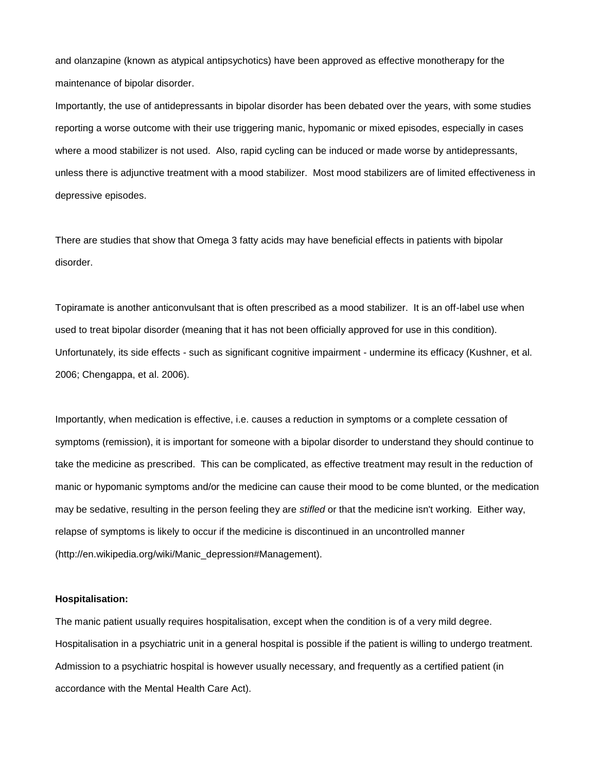and olanzapine (known as atypical antipsychotics) have been approved as effective monotherapy for the maintenance of bipolar disorder.

Importantly, the use of antidepressants in bipolar disorder has been debated over the years, with some studies reporting a worse outcome with their use triggering manic, hypomanic or mixed episodes, especially in cases where a mood stabilizer is not used. Also, rapid cycling can be induced or made worse by antidepressants, unless there is adjunctive treatment with a mood stabilizer. Most mood stabilizers are of limited effectiveness in depressive episodes.

There are studies that show that Omega 3 fatty acids may have beneficial effects in patients with bipolar disorder.

Topiramate is another anticonvulsant that is often prescribed as a mood stabilizer. It is an off-label use when used to treat bipolar disorder (meaning that it has not been officially approved for use in this condition). Unfortunately, its side effects - such as significant cognitive impairment - undermine its efficacy (Kushner, et al. 2006; Chengappa, et al. 2006).

Importantly, when medication is effective, i.e. causes a reduction in symptoms or a complete cessation of symptoms (remission), it is important for someone with a bipolar disorder to understand they should continue to take the medicine as prescribed. This can be complicated, as effective treatment may result in the reduction of manic or hypomanic symptoms and/or the medicine can cause their mood to be come blunted, or the medication may be sedative, resulting in the person feeling they are *stifled* or that the medicine isn't working. Either way, relapse of symptoms is likely to occur if the medicine is discontinued in an uncontrolled manner (http://en.wikipedia.org/wiki/Manic_depression#Management).

**Hospitalisation:**

The manic patient usually requires hospitalisation, except when the condition is of a very mild degree. Hospitalisation in a psychiatric unit in a general hospital is possible if the patient is willing to undergo treatment. Admission to a psychiatric hospital is however usually necessary, and frequently as a certified patient (in accordance with the Mental Health Care Act).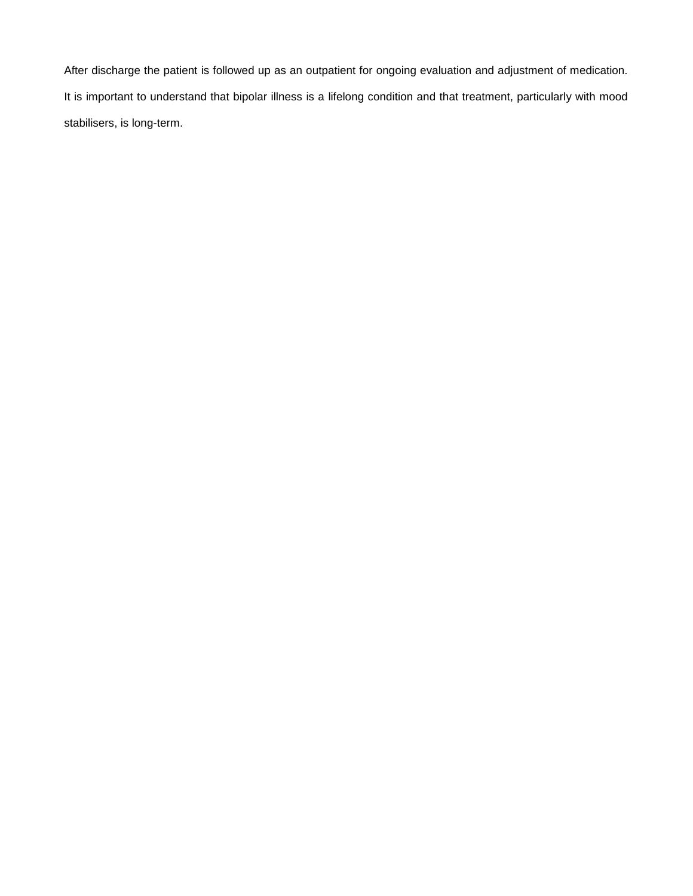After discharge the patient is followed up as an outpatient for ongoing evaluation and adjustment of medication. It is important to understand that bipolar illness is a lifelong condition and that treatment, particularly with mood stabilisers, is long-term.